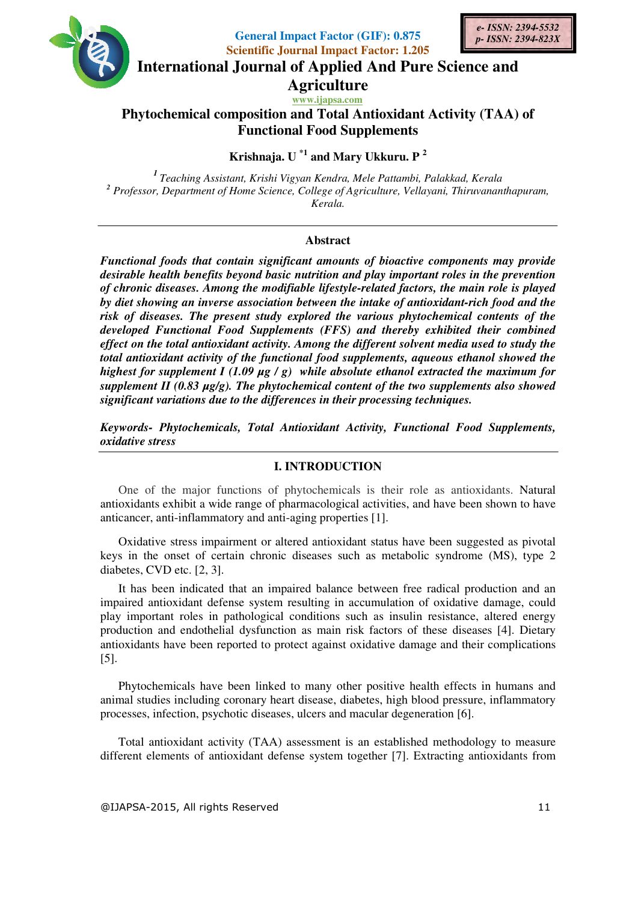General Impact Factor (GIF): 0.875
Scientific Journal Impact Factor: 1.205

e- ISSN: 2394-5532
p- ISSN: 2394-823X

# International Journal of Applied And Pure Science and Agriculture

www.ijapsa.com

## Phytochemical composition and Total Antioxidant Activity (TAA) of Functional Food Supplements

**Krishnaja. U [*1] and Mary Ukkuru. P [2]**

[1] *Teaching Assistant, Krishi Vigyan Kendra, Mele Pattambi, Palakkad, Kerala*
[2] *Professor, Department of Home Science, College of Agriculture, Vellayani, Thiruvananthapuram, Kerala.*

---

### Abstract

***Functional foods that contain significant amounts of bioactive components may provide desirable health benefits beyond basic nutrition and play important roles in the prevention of chronic diseases. Among the modifiable lifestyle-related factors, the main role is played by diet showing an inverse association between the intake of antioxidant-rich food and the risk of diseases. The present study explored the various phytochemical contents of the developed Functional Food Supplements (FFS) and thereby exhibited their combined effect on the total antioxidant activity. Among the different solvent media used to study the total antioxidant activity of the functional food supplements, aqueous ethanol showed the highest for supplement I (1.09 µg / g) while absolute ethanol extracted the maximum for supplement II (0.83 µg/g). The phytochemical content of the two supplements also showed significant variations due to the differences in their processing techniques.***

***Keywords- Phytochemicals, Total Antioxidant Activity, Functional Food Supplements, oxidative stress***

---

### I. INTRODUCTION

One of the major functions of phytochemicals is their role as antioxidants. Natural antioxidants exhibit a wide range of pharmacological activities, and have been shown to have anticancer, anti-inflammatory and anti-aging properties [1].

Oxidative stress impairment or altered antioxidant status have been suggested as pivotal keys in the onset of certain chronic diseases such as metabolic syndrome (MS), type 2 diabetes, CVD etc. [2, 3].

It has been indicated that an impaired balance between free radical production and an impaired antioxidant defense system resulting in accumulation of oxidative damage, could play important roles in pathological conditions such as insulin resistance, altered energy production and endothelial dysfunction as main risk factors of these diseases [4]. Dietary antioxidants have been reported to protect against oxidative damage and their complications [5].

Phytochemicals have been linked to many other positive health effects in humans and animal studies including coronary heart disease, diabetes, high blood pressure, inflammatory processes, infection, psychotic diseases, ulcers and macular degeneration [6].

Total antioxidant activity (TAA) assessment is an established methodology to measure different elements of antioxidant defense system together [7]. Extracting antioxidants from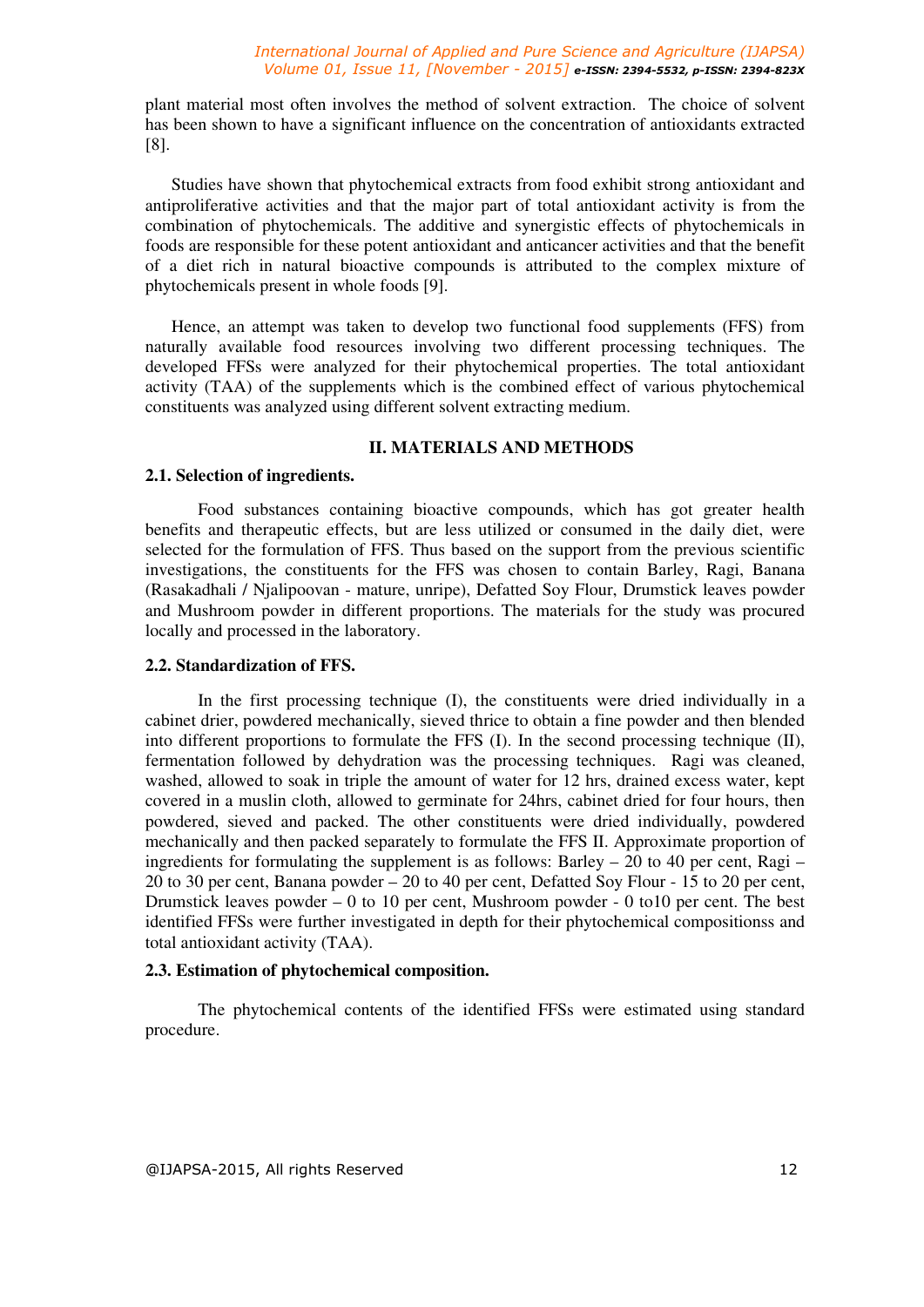plant material most often involves the method of solvent extraction. The choice of solvent has been shown to have a significant influence on the concentration of antioxidants extracted [8].

Studies have shown that phytochemical extracts from food exhibit strong antioxidant and antiproliferative activities and that the major part of total antioxidant activity is from the combination of phytochemicals. The additive and synergistic effects of phytochemicals in foods are responsible for these potent antioxidant and anticancer activities and that the benefit of a diet rich in natural bioactive compounds is attributed to the complex mixture of phytochemicals present in whole foods [9].

Hence, an attempt was taken to develop two functional food supplements (FFS) from naturally available food resources involving two different processing techniques. The developed FFSs were analyzed for their phytochemical properties. The total antioxidant activity (TAA) of the supplements which is the combined effect of various phytochemical constituents was analyzed using different solvent extracting medium.

## II. MATERIALS AND METHODS

### 2.1. Selection of ingredients.

Food substances containing bioactive compounds, which has got greater health benefits and therapeutic effects, but are less utilized or consumed in the daily diet, were selected for the formulation of FFS. Thus based on the support from the previous scientific investigations, the constituents for the FFS was chosen to contain Barley, Ragi, Banana (Rasakadhali / Njalipoovan - mature, unripe), Defatted Soy Flour, Drumstick leaves powder and Mushroom powder in different proportions. The materials for the study was procured locally and processed in the laboratory.

### 2.2. Standardization of FFS.

In the first processing technique (I), the constituents were dried individually in a cabinet drier, powdered mechanically, sieved thrice to obtain a fine powder and then blended into different proportions to formulate the FFS (I). In the second processing technique (II), fermentation followed by dehydration was the processing techniques. Ragi was cleaned, washed, allowed to soak in triple the amount of water for 12 hrs, drained excess water, kept covered in a muslin cloth, allowed to germinate for 24hrs, cabinet dried for four hours, then powdered, sieved and packed. The other constituents were dried individually, powdered mechanically and then packed separately to formulate the FFS II. Approximate proportion of ingredients for formulating the supplement is as follows: Barley – 20 to 40 per cent, Ragi – 20 to 30 per cent, Banana powder – 20 to 40 per cent, Defatted Soy Flour - 15 to 20 per cent, Drumstick leaves powder – 0 to 10 per cent, Mushroom powder - 0 to10 per cent. The best identified FFSs were further investigated in depth for their phytochemical compositionss and total antioxidant activity (TAA).

### 2.3. Estimation of phytochemical composition.

The phytochemical contents of the identified FFSs were estimated using standard procedure.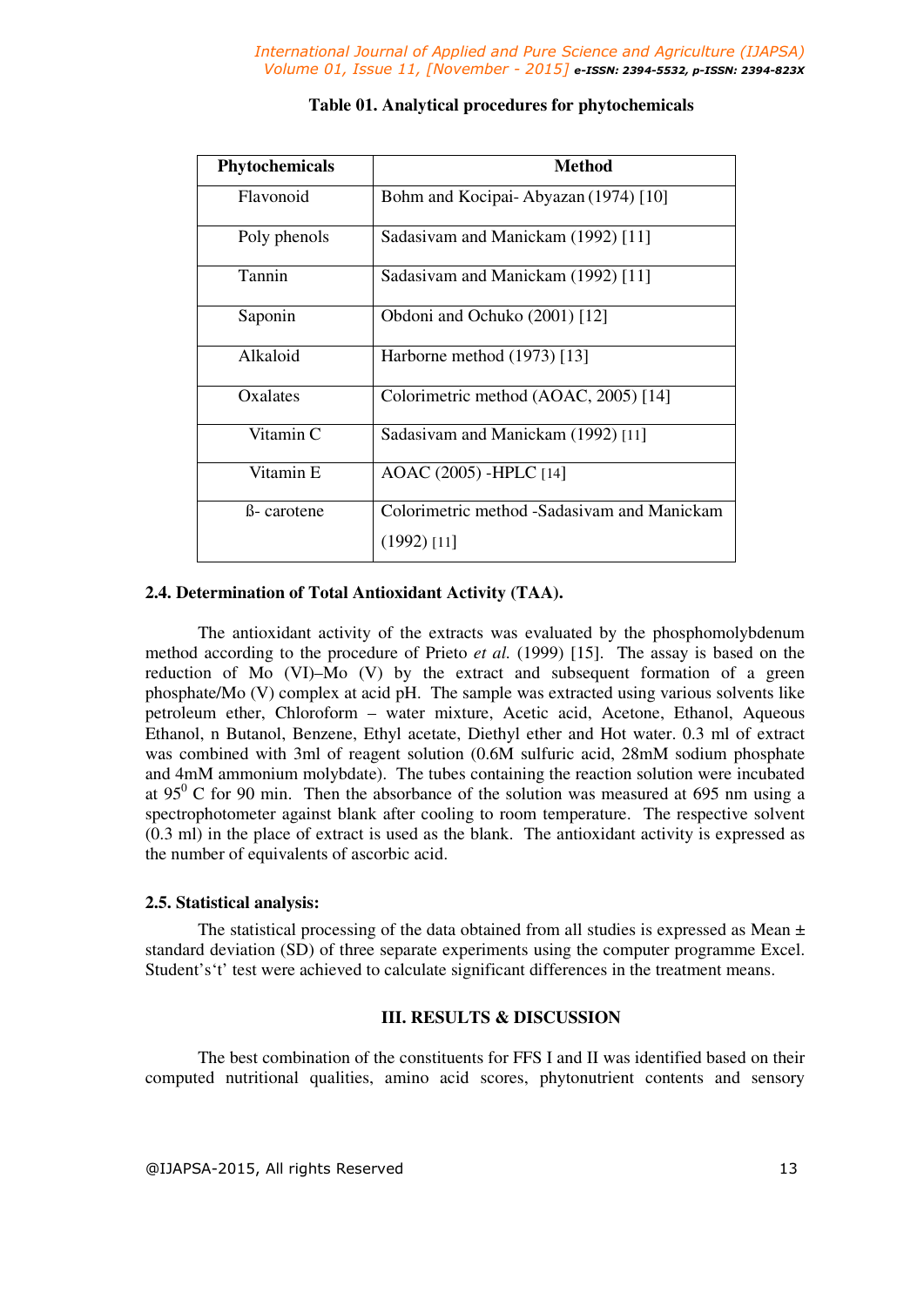**Table 01. Analytical procedures for phytochemicals**

| Phytochemicals | Method |
|---|---|
| Flavonoid | Bohm and Kocipai- Abyazan (1974) [10] |
| Poly phenols | Sadasivam and Manickam (1992) [11] |
| Tannin | Sadasivam and Manickam (1992) [11] |
| Saponin | Obdoni and Ochuko (2001) [12] |
| Alkaloid | Harborne method (1973) [13] |
| Oxalates | Colorimetric method (AOAC, 2005) [14] |
| Vitamin C | Sadasivam and Manickam (1992) [11] |
| Vitamin E | AOAC (2005) -HPLC [14] |
| ß- carotene | Colorimetric method -Sadasivam and Manickam (1992) [11] |

### 2.4. Determination of Total Antioxidant Activity (TAA).

The antioxidant activity of the extracts was evaluated by the phosphomolybdenum method according to the procedure of Prieto *et al.* (1999) [15]. The assay is based on the reduction of Mo (VI)–Mo (V) by the extract and subsequent formation of a green phosphate/Mo (V) complex at acid pH. The sample was extracted using various solvents like petroleum ether, Chloroform – water mixture, Acetic acid, Acetone, Ethanol, Aqueous Ethanol, n Butanol, Benzene, Ethyl acetate, Diethyl ether and Hot water. 0.3 ml of extract was combined with 3ml of reagent solution (0.6M sulfuric acid, 28mM sodium phosphate and 4mM ammonium molybdate). The tubes containing the reaction solution were incubated at $95^0$ C for 90 min. Then the absorbance of the solution was measured at 695 nm using a spectrophotometer against blank after cooling to room temperature. The respective solvent (0.3 ml) in the place of extract is used as the blank. The antioxidant activity is expressed as the number of equivalents of ascorbic acid.

### 2.5. Statistical analysis:

The statistical processing of the data obtained from all studies is expressed as Mean ± standard deviation (SD) of three separate experiments using the computer programme Excel. Student's't' test were achieved to calculate significant differences in the treatment means.

## III. RESULTS & DISCUSSION

The best combination of the constituents for FFS I and II was identified based on their computed nutritional qualities, amino acid scores, phytonutrient contents and sensory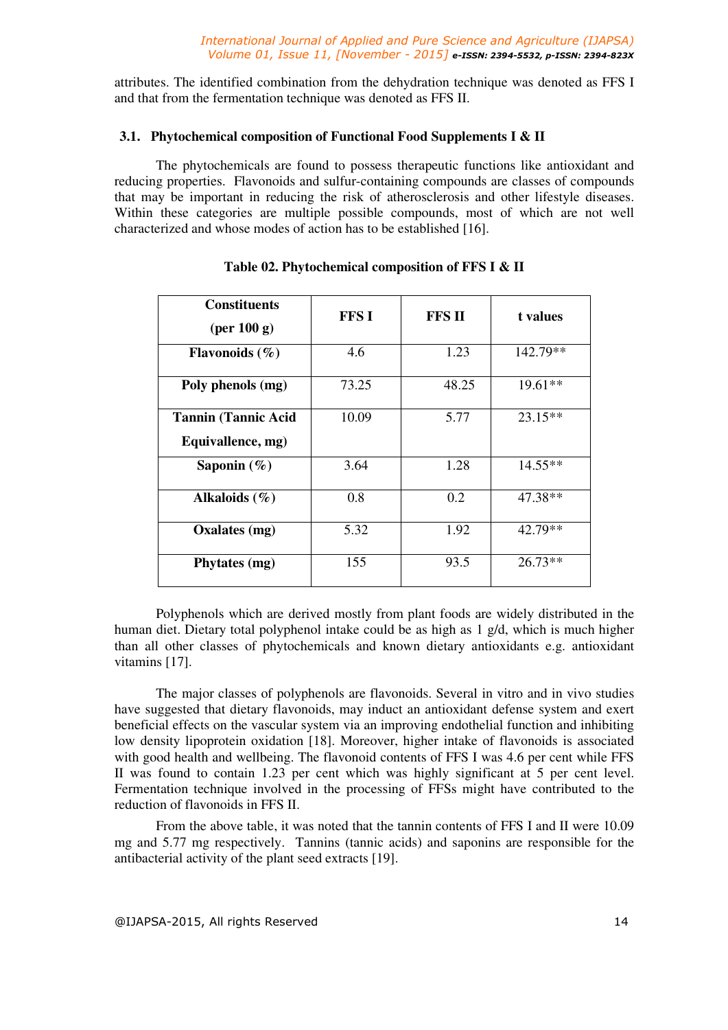attributes. The identified combination from the dehydration technique was denoted as FFS I and that from the fermentation technique was denoted as FFS II.

### 3.1. Phytochemical composition of Functional Food Supplements I & II

The phytochemicals are found to possess therapeutic functions like antioxidant and reducing properties. Flavonoids and sulfur-containing compounds are classes of compounds that may be important in reducing the risk of atherosclerosis and other lifestyle diseases. Within these categories are multiple possible compounds, most of which are not well characterized and whose modes of action has to be established [16].

**Table 02. Phytochemical composition of FFS I & II**

| Constituents (per 100 g) | FFS I | FFS II | t values |
|---|---|---|---|
| **Flavonoids (%)** | 4.6 | 1.23 | 142.79** |
| **Poly phenols (mg)** | 73.25 | 48.25 | 19.61** |
| **Tannin (Tannic Acid Equivallence, mg)** | 10.09 | 5.77 | 23.15** |
| **Saponin (%)** | 3.64 | 1.28 | 14.55** |
| **Alkaloids (%)** | 0.8 | 0.2 | 47.38** |
| **Oxalates (mg)** | 5.32 | 1.92 | 42.79** |
| **Phytates (mg)** | 155 | 93.5 | 26.73** |

Polyphenols which are derived mostly from plant foods are widely distributed in the human diet. Dietary total polyphenol intake could be as high as 1 g/d, which is much higher than all other classes of phytochemicals and known dietary antioxidants e.g. antioxidant vitamins [17].

The major classes of polyphenols are flavonoids. Several in vitro and in vivo studies have suggested that dietary flavonoids, may induct an antioxidant defense system and exert beneficial effects on the vascular system via an improving endothelial function and inhibiting low density lipoprotein oxidation [18]. Moreover, higher intake of flavonoids is associated with good health and wellbeing. The flavonoid contents of FFS I was 4.6 per cent while FFS II was found to contain 1.23 per cent which was highly significant at 5 per cent level. Fermentation technique involved in the processing of FFSs might have contributed to the reduction of flavonoids in FFS II.

From the above table, it was noted that the tannin contents of FFS I and II were 10.09 mg and 5.77 mg respectively. Tannins (tannic acids) and saponins are responsible for the antibacterial activity of the plant seed extracts [19].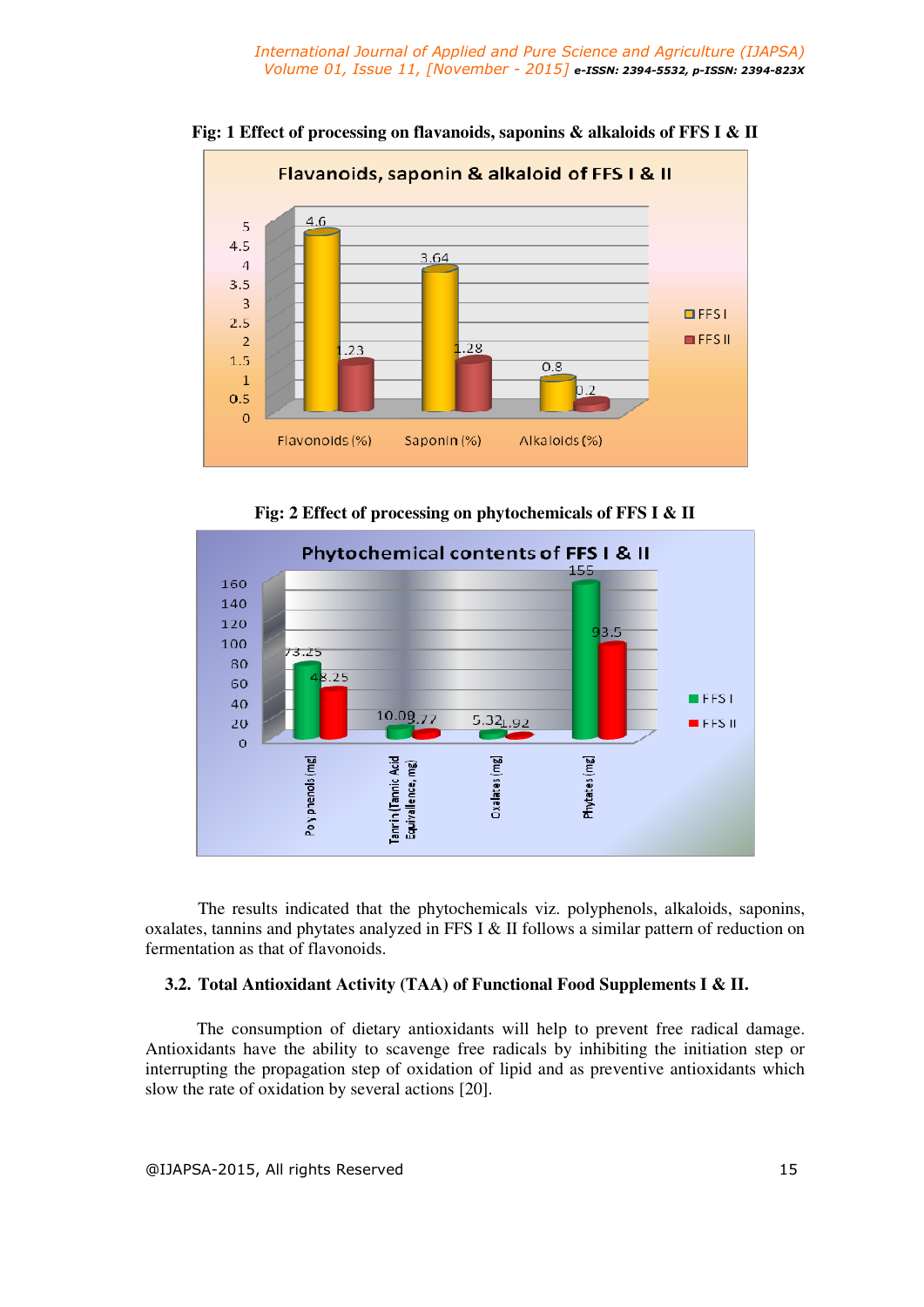**Fig: 1 Effect of processing on flavanoids, saponins & alkaloids of FFS I & II**

**Fig: 2 Effect of processing on phytochemicals of FFS I & II**

The results indicated that the phytochemicals viz. polyphenols, alkaloids, saponins, oxalates, tannins and phytates analyzed in FFS I & II follows a similar pattern of reduction on fermentation as that of flavonoids.

### 3.2. Total Antioxidant Activity (TAA) of Functional Food Supplements I & II.

The consumption of dietary antioxidants will help to prevent free radical damage. Antioxidants have the ability to scavenge free radicals by inhibiting the initiation step or interrupting the propagation step of oxidation of lipid and as preventive antioxidants which slow the rate of oxidation by several actions [20].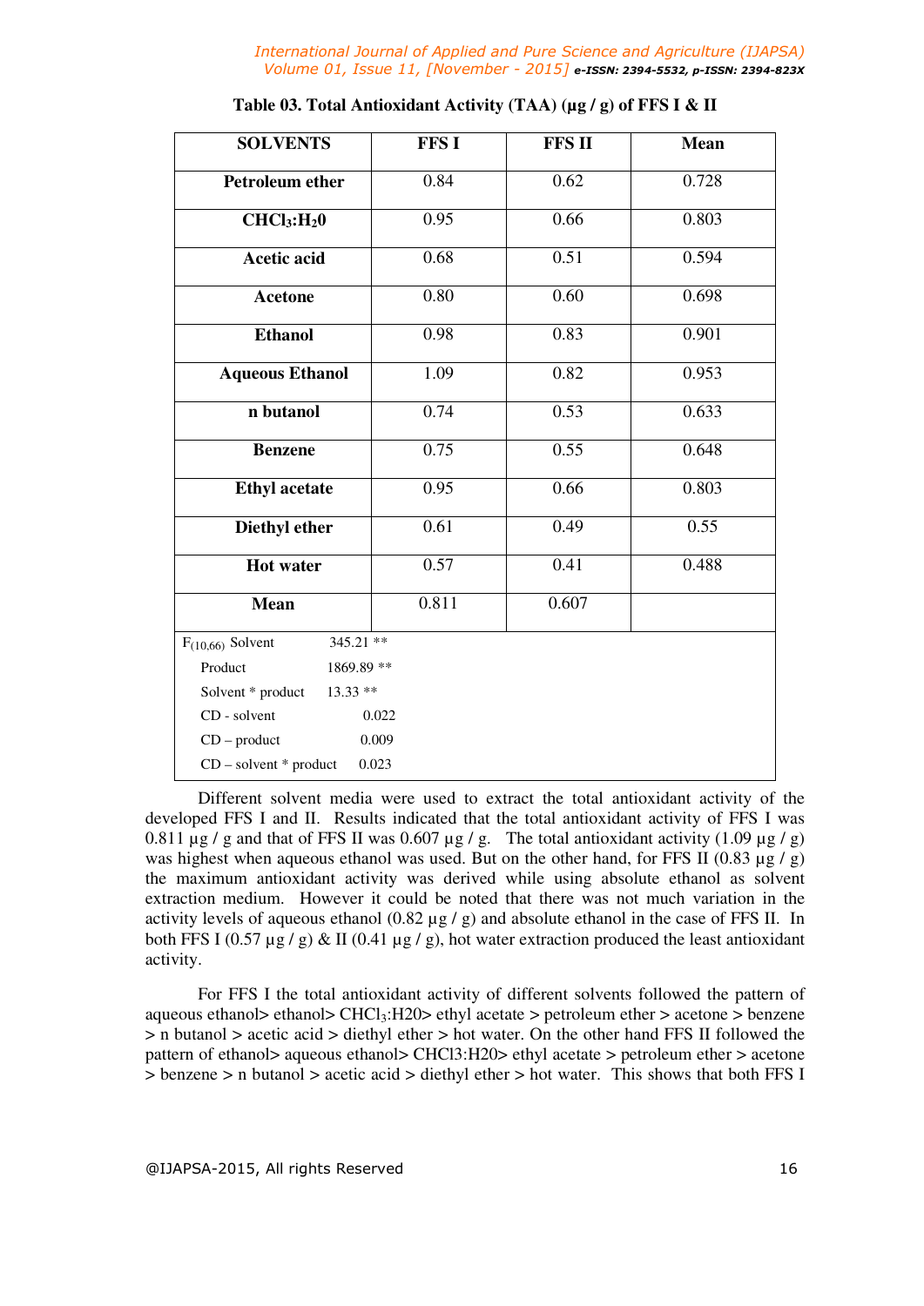**Table 03. Total Antioxidant Activity (TAA) (µg / g) of FFS I & II**

| SOLVENTS | FFS I | FFS II | Mean |
|---|---|---|---|
| **Petroleum ether** | 0.84 | 0.62 | 0.728 |
| **$CHCl_3$:$H_20$** | 0.95 | 0.66 | 0.803 |
| **Acetic acid** | 0.68 | 0.51 | 0.594 |
| **Acetone** | 0.80 | 0.60 | 0.698 |
| **Ethanol** | 0.98 | 0.83 | 0.901 |
| **Aqueous Ethanol** | 1.09 | 0.82 | 0.953 |
| **n butanol** | 0.74 | 0.53 | 0.633 |
| **Benzene** | 0.75 | 0.55 | 0.648 |
| **Ethyl acetate** | 0.95 | 0.66 | 0.803 |
| **Diethyl ether** | 0.61 | 0.49 | 0.55 |
| **Hot water** | 0.57 | 0.41 | 0.488 |
| **Mean** | 0.811 | 0.607 | |

| | |
|---|---|
| $F_{(10,66)}$ Solvent | 345.21 ** |
| Product | 1869.89 ** |
| Solvent * product | 13.33 ** |
| CD - solvent | 0.022 |
| CD – product | 0.009 |
| CD – solvent * product | 0.023 |

Different solvent media were used to extract the total antioxidant activity of the developed FFS I and II. Results indicated that the total antioxidant activity of FFS I was 0.811 µg / g and that of FFS II was 0.607 µg / g. The total antioxidant activity (1.09 µg / g) was highest when aqueous ethanol was used. But on the other hand, for FFS II (0.83 µg / g) the maximum antioxidant activity was derived while using absolute ethanol as solvent extraction medium. However it could be noted that there was not much variation in the activity levels of aqueous ethanol (0.82 µg / g) and absolute ethanol in the case of FFS II. In both FFS I (0.57 µg / g) & II (0.41 µg / g), hot water extraction produced the least antioxidant activity.

For FFS I the total antioxidant activity of different solvents followed the pattern of aqueous ethanol> ethanol> $CHCl_3$:H20> ethyl acetate > petroleum ether > acetone > benzene > n butanol > acetic acid > diethyl ether > hot water. On the other hand FFS II followed the pattern of ethanol> aqueous ethanol> CHCl3:H20> ethyl acetate > petroleum ether > acetone > benzene > n butanol > acetic acid > diethyl ether > hot water. This shows that both FFS I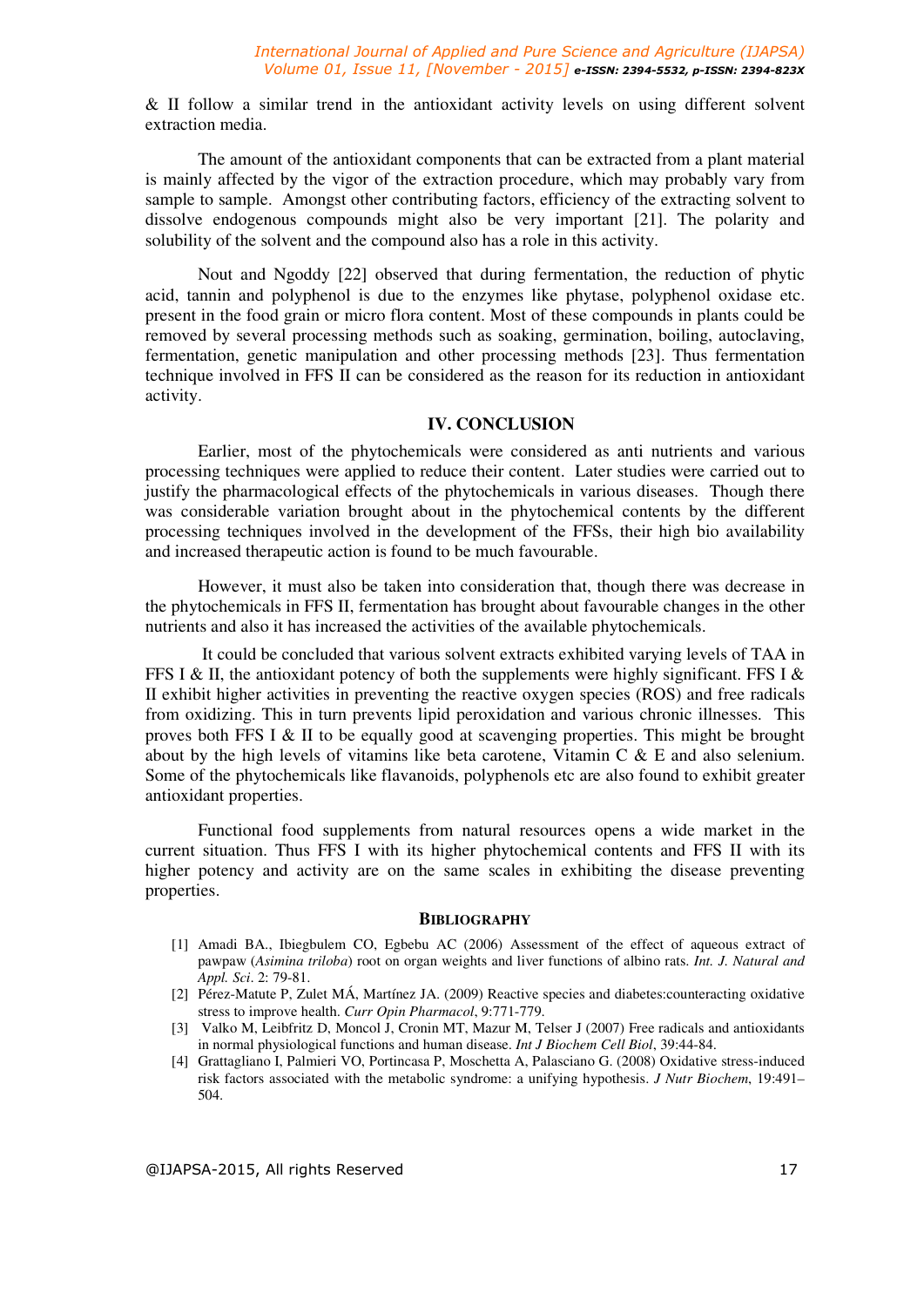& II follow a similar trend in the antioxidant activity levels on using different solvent extraction media.

The amount of the antioxidant components that can be extracted from a plant material is mainly affected by the vigor of the extraction procedure, which may probably vary from sample to sample. Amongst other contributing factors, efficiency of the extracting solvent to dissolve endogenous compounds might also be very important [21]. The polarity and solubility of the solvent and the compound also has a role in this activity.

Nout and Ngoddy [22] observed that during fermentation, the reduction of phytic acid, tannin and polyphenol is due to the enzymes like phytase, polyphenol oxidase etc. present in the food grain or micro flora content. Most of these compounds in plants could be removed by several processing methods such as soaking, germination, boiling, autoclaving, fermentation, genetic manipulation and other processing methods [23]. Thus fermentation technique involved in FFS II can be considered as the reason for its reduction in antioxidant activity.

## IV. CONCLUSION

Earlier, most of the phytochemicals were considered as anti nutrients and various processing techniques were applied to reduce their content. Later studies were carried out to justify the pharmacological effects of the phytochemicals in various diseases. Though there was considerable variation brought about in the phytochemical contents by the different processing techniques involved in the development of the FFSs, their high bio availability and increased therapeutic action is found to be much favourable.

However, it must also be taken into consideration that, though there was decrease in the phytochemicals in FFS II, fermentation has brought about favourable changes in the other nutrients and also it has increased the activities of the available phytochemicals.

It could be concluded that various solvent extracts exhibited varying levels of TAA in FFS I & II, the antioxidant potency of both the supplements were highly significant. FFS I & II exhibit higher activities in preventing the reactive oxygen species (ROS) and free radicals from oxidizing. This in turn prevents lipid peroxidation and various chronic illnesses. This proves both FFS I & II to be equally good at scavenging properties. This might be brought about by the high levels of vitamins like beta carotene, Vitamin C & E and also selenium. Some of the phytochemicals like flavanoids, polyphenols etc are also found to exhibit greater antioxidant properties.

Functional food supplements from natural resources opens a wide market in the current situation. Thus FFS I with its higher phytochemical contents and FFS II with its higher potency and activity are on the same scales in exhibiting the disease preventing properties.

## BIBLIOGRAPHY

[1] Amadi BA., Ibiegbulem CO, Egbebu AC (2006) Assessment of the effect of aqueous extract of pawpaw (*Asimina triloba*) root on organ weights and liver functions of albino rats. *Int. J. Natural and Appl. Sci*. 2: 79-81.

[2] Pérez-Matute P, Zulet MÁ, Martínez JA. (2009) Reactive species and diabetes:counteracting oxidative stress to improve health. *Curr Opin Pharmacol*, 9:771-779.

[3] Valko M, Leibfritz D, Moncol J, Cronin MT, Mazur M, Telser J (2007) Free radicals and antioxidants in normal physiological functions and human disease. *Int J Biochem Cell Biol*, 39:44-84.

[4] Grattagliano I, Palmieri VO, Portincasa P, Moschetta A, Palasciano G. (2008) Oxidative stress-induced risk factors associated with the metabolic syndrome: a unifying hypothesis. *J Nutr Biochem*, 19:491–504.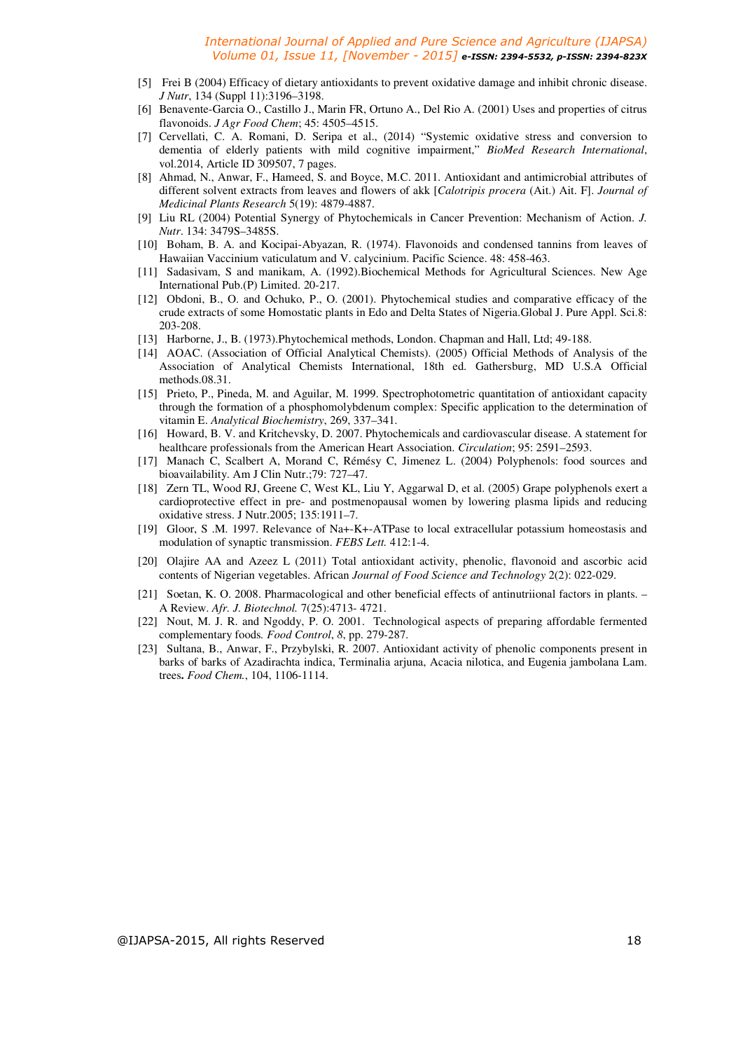[5] Frei B (2004) Efficacy of dietary antioxidants to prevent oxidative damage and inhibit chronic disease. *J Nutr*, 134 (Suppl 11):3196–3198.

[6] Benavente-Garcia O., Castillo J., Marin FR, Ortuno A., Del Rio A. (2001) Uses and properties of citrus flavonoids. *J Agr Food Chem*; 45: 4505–4515.

[7] Cervellati, C. A. Romani, D. Seripa et al., (2014) "Systemic oxidative stress and conversion to dementia of elderly patients with mild cognitive impairment," *BioMed Research International*, vol.2014, Article ID 309507, 7 pages.

[8] Ahmad, N., Anwar, F., Hameed, S. and Boyce, M.C. 2011. Antioxidant and antimicrobial attributes of different solvent extracts from leaves and flowers of akk [*Calotripis procera* (Ait.) Ait. F]. *Journal of Medicinal Plants Research* 5(19): 4879-4887.

[9] Liu RL (2004) Potential Synergy of Phytochemicals in Cancer Prevention: Mechanism of Action. *J. Nutr*. 134: 3479S–3485S.

[10] Boham, B. A. and Kocipai-Abyazan, R. (1974). Flavonoids and condensed tannins from leaves of Hawaiian Vaccinium vaticulatum and V. calycinium. Pacific Science. 48: 458-463.

[11] Sadasivam, S and manikam, A. (1992).Biochemical Methods for Agricultural Sciences. New Age International Pub.(P) Limited. 20-217.

[12] Obdoni, B., O. and Ochuko, P., O. (2001). Phytochemical studies and comparative efficacy of the crude extracts of some Homostatic plants in Edo and Delta States of Nigeria.Global J. Pure Appl. Sci.8: 203-208.

[13] Harborne, J., B. (1973).Phytochemical methods, London. Chapman and Hall, Ltd; 49-188.

[14] AOAC. (Association of Official Analytical Chemists). (2005) Official Methods of Analysis of the Association of Analytical Chemists International, 18th ed. Gathersburg, MD U.S.A Official methods.08.31.

[15] Prieto, P., Pineda, M. and Aguilar, M. 1999. Spectrophotometric quantitation of antioxidant capacity through the formation of a phosphomolybdenum complex: Specific application to the determination of vitamin E. *Analytical Biochemistry*, 269, 337–341.

[16] Howard, B. V. and Kritchevsky, D. 2007. Phytochemicals and cardiovascular disease. A statement for healthcare professionals from the American Heart Association. *Circulation*; 95: 2591–2593.

[17] Manach C, Scalbert A, Morand C, Rémésy C, Jimenez L. (2004) Polyphenols: food sources and bioavailability. Am J Clin Nutr.;79: 727–47.

[18] Zern TL, Wood RJ, Greene C, West KL, Liu Y, Aggarwal D, et al. (2005) Grape polyphenols exert a cardioprotective effect in pre- and postmenopausal women by lowering plasma lipids and reducing oxidative stress. J Nutr.2005; 135:1911–7.

[19] Gloor, S .M. 1997. Relevance of Na+-K+-ATPase to local extracellular potassium homeostasis and modulation of synaptic transmission. *FEBS Lett.* 412:1-4.

[20] Olajire AA and Azeez L (2011) Total antioxidant activity, phenolic, flavonoid and ascorbic acid contents of Nigerian vegetables. African *Journal of Food Science and Technology* 2(2): 022-029.

[21] Soetan, K. O. 2008. Pharmacological and other beneficial effects of antinutriional factors in plants. – A Review. *Afr. J. Biotechnol.* 7(25):4713- 4721.

[22] Nout, M. J. R. and Ngoddy, P. O. 2001. Technological aspects of preparing affordable fermented complementary foods. *Food Control*, *8*, pp. 279-287.

[23] Sultana, B., Anwar, F., Przybylski, R. 2007. Antioxidant activity of phenolic components present in barks of barks of Azadirachta indica, Terminalia arjuna, Acacia nilotica, and Eugenia jambolana Lam. trees**.** *Food Chem.*, 104, 1106-1114.